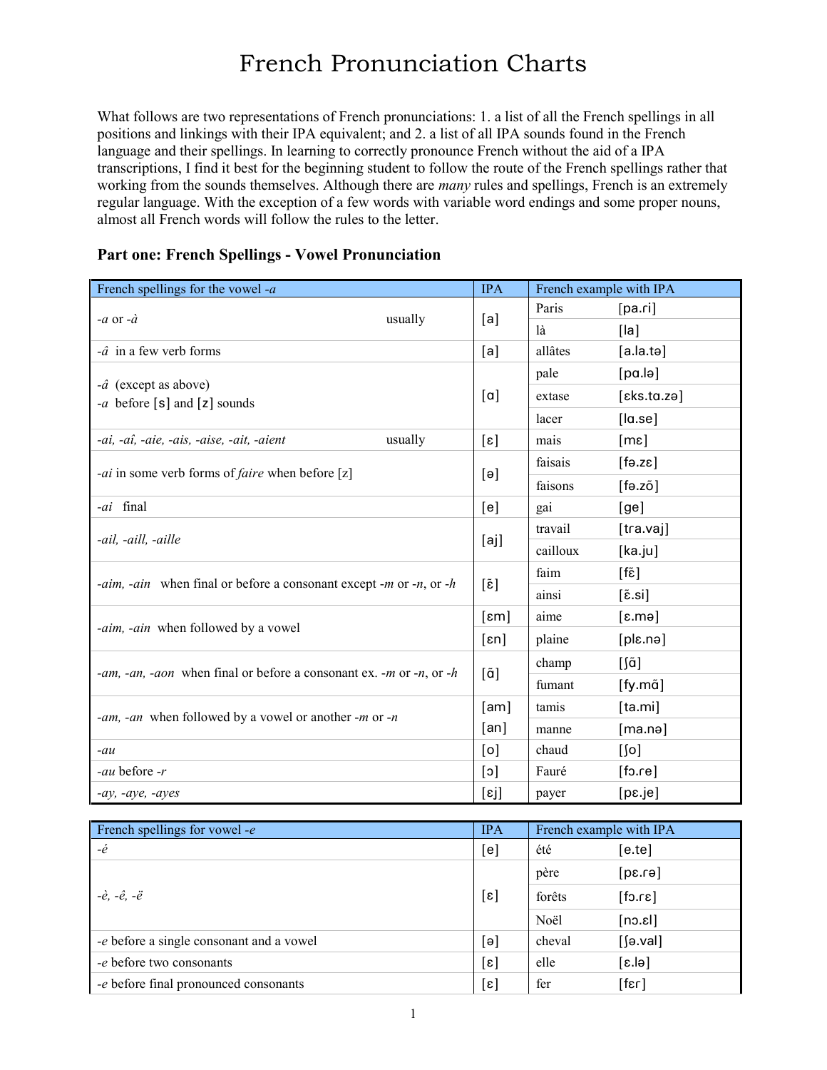# French Pronunciation Charts

What follows are two representations of French pronunciations: 1. a list of all the French spellings in all positions and linkings with their IPA equivalent; and 2. a list of all IPA sounds found in the French language and their spellings. In learning to correctly pronounce French without the aid of a IPA transcriptions, I find it best for the beginning student to follow the route of the French spellings rather that working from the sounds themselves. Although there are *many* rules and spellings, French is an extremely regular language. With the exception of a few words with variable word endings and some proper nouns, almost all French words will follow the rules to the letter.

### Part one: French Spellings - Vowel Pronunciation

| French spellings for the vowel *-a* | IPA | French example with IPA | |
|---|---|---|---|
| *-a* or *-à* usually | [a] | Paris | [pa.ɾi] |
| | | là | [la] |
| *-â* in a few verb forms | [a] | allâtes | [a.la.tə] |
| *-â* (except as above)<br>*-a* before [s] and [z] sounds | [ɑ] | pale | [pɑ.lə] |
| | | extase | [ɛks.tɑ.zə] |
| | | lacer | [lɑ.se] |
| *-ai, -aî, -aie, -ais, -aise, -ait, -aient* usually | [ɛ] | mais | [mɛ] |
| *-ai* in some verb forms of *faire* when before [z] | [ə] | faisais | [fə.zɛ] |
| | | faisons | [fə.zõ] |
| *-ai* final | [e] | gai | [ge] |
| *-ail, -aill, -aille* | [aj] | travail | [tra.vaj] |
| | | cailloux | [ka.ju] |
| *-aim, -ain* when final or before a consonant except *-m* or *-n*, or *-h* | [ɛ̃] | faim | [fɛ̃] |
| | | ainsi | [ɛ̃.si] |
| *-aim, -ain* when followed by a vowel | [ɛm] | aime | [ɛ.mə] |
| | [ɛn] | plaine | [plɛ.nə] |
| *-am, -an, -aon* when final or before a consonant ex. *-m* or *-n*, or *-h* | [ɑ̃] | champ | [ʃɑ̃] |
| | | fumant | [fy.mɑ̃] |
| *-am, -an* when followed by a vowel or another *-m* or *-n* | [am] | tamis | [ta.mi] |
| | [an] | manne | [ma.nə] |
| *-au* | [o] | chaud | [ʃo] |
| *-au* before *-r* | [ɔ] | Fauré | [fɔ.ɾe] |
| *-ay, -aye, -ayes* | [ɛj] | payer | [pɛ.je] |

| French spellings for vowel *-e* | IPA | French example with IPA | |
|---|---|---|---|
| *-é* | [e] | été | [e.te] |
| *-è, -ê, -ë* | [ɛ] | père | [pɛ.ɾə] |
| | | forêts | [fɔ.ɾɛ] |
| | | Noël | [nɔ.ɛl] |
| *-e* before a single consonant and a vowel | [ə] | cheval | [ʃə.val] |
| *-e* before two consonants | [ɛ] | elle | [ɛ.lə] |
| *-e* before final pronounced consonants | [ɛ] | fer | [fɛɾ] |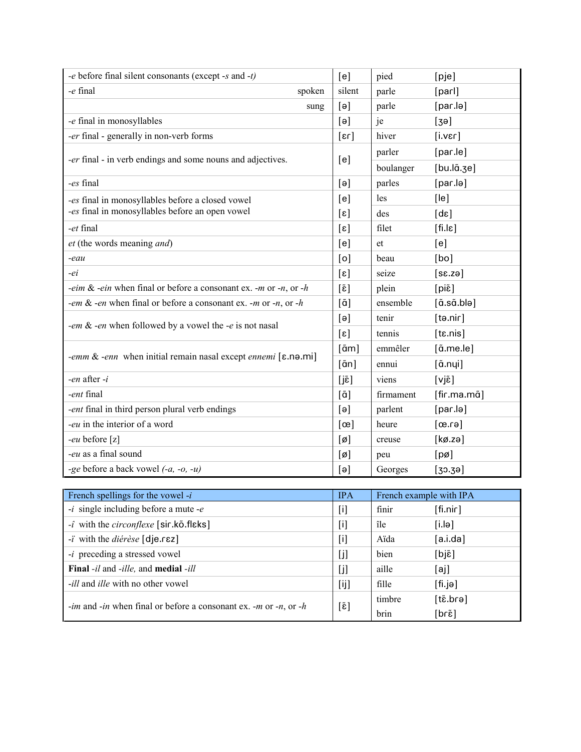| | | | |
|---|---|---|---|
| *-e* before final silent consonants (except *-s* and *-t)* | [e] | pied | [pje] |
| *-e* final — spoken | silent | parle | [parl] |
| *-e* final — sung | [ə] | parle | [par.lə] |
| *-e* final in monosyllables | [ə] | je | [ʒə] |
| *-er* final - generally in non-verb forms | [ɛr] | hiver | [i.vɛr] |
| *-er* final - in verb endings and some nouns and adjectives. | [e] | parler | [par.le] |
| | | boulanger | [bu.lɑ̃.ʒe] |
| *-es* final | [ə] | parles | [par.lə] |
| *-es* final in monosyllables before a closed vowel | [e] | les | [le] |
| *-es* final in monosyllables before an open vowel | [ɛ] | des | [dɛ] |
| *-et* final | [ɛ] | filet | [fi.lɛ] |
| *et* (the words meaning *and*) | [e] | et | [e] |
| *-eau* | [o] | beau | [bo] |
| *-ei* | [ɛ] | seize | [sɛ.zə] |
| *-eim* & *-ein* when final or before a consonant ex. *-m* or *-n*, or *-h* | [ɛ̃] | plein | [piɛ̃] |
| *-em* & *-en* when final or before a consonant ex. *-m* or *-n*, or *-h* | [ɑ̃] | ensemble | [ɑ̃.sɑ̃.blə] |
| *-em* & *-en* when followed by a vowel the *-e* is not nasal | [ə] | tenir | [tə.nir] |
| | [ɛ] | tennis | [tɛ.nis] |
| *-emm* & *-enn* when initial remain nasal except *ennemi* [ɛ.nə.mi] | [ɑ̃m] | emmêler | [ɑ̃.me.le] |
| | [ɑ̃n] | ennui | [ɑ̃.nɥi] |
| *-en* after *-i* | [jɛ̃] | viens | [vjɛ̃] |
| *-ent* final | [ɑ̃] | firmament | [fir.ma.mɑ̃] |
| *-ent* final in third person plural verb endings | [ə] | parlent | [par.lə] |
| *-eu* in the interior of a word | [œ] | heure | [œ.rə] |
| *-eu* before [z] | [ø] | creuse | [kø.zə] |
| *-eu* as a final sound | [ø] | peu | [pø] |
| *-ge* before a back vowel *(-a, -o, -u)* | [ə] | Georges | [ʒɔ.ʒə] |

| French spellings for the vowel *-i* | IPA | French example with IPA | |
|---|---|---|---|
| *-i* single including before a mute *-e* | [i] | finir | [fi.nir] |
| *-î* with the *circonflexe* [sir.kõ.flɛks] | [i] | île | [i.lə] |
| *-ï* with the *diérèse* [dje.rɛz] | [i] | Aïda | [a.i.da] |
| *-i* preceding a stressed vowel | [j] | bien | [bjɛ̃] |
| **Final** *-il* and *-ille,* and **medial** *-ill* | [j] | aille | [aj] |
| *-ill* and *ille* with no other vowel | [ij] | fille | [fi.jə] |
| *-im* and *-in* when final or before a consonant ex. *-m* or *-n*, or *-h* | [ɛ̃] | timbre | [tɛ̃.brə] |
| | | brin | [brɛ̃] |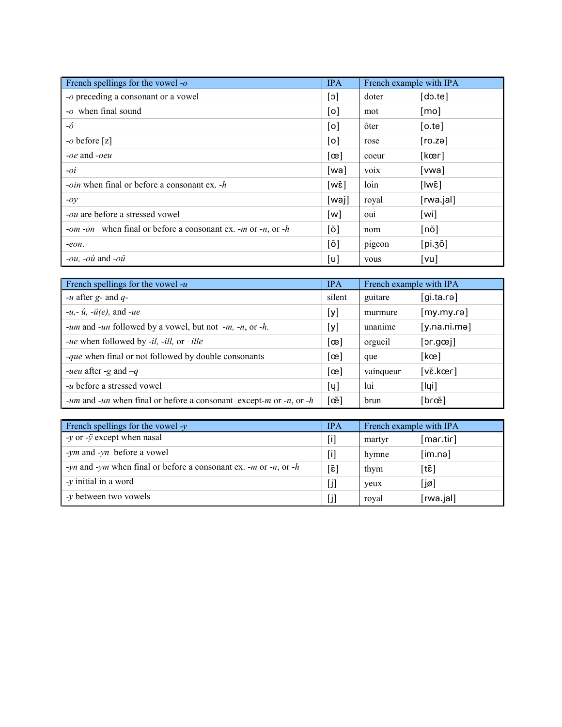| French spellings for the vowel *-o* | IPA | French example with IPA | |
|---|---|---|---|
| *-o* preceding a consonant or a vowel | [ɔ] | doter | [dɔ.te] |
| *-o* when final sound | [o] | mot | [mo] |
| *-ô* | [o] | ôter | [o.te] |
| *-o* before [z] | [o] | rose | [ro.zə] |
| *-oe* and *-oeu* | [œ] | coeur | [kœr] |
| *-oi* | [wa] | voix | [vwa] |
| *-oin* when final or before a consonant ex. *-h* | [wɛ̃] | loin | [lwɛ̃] |
| *-oy* | [waj] | royal | [rwa.jal] |
| *-ou* are before a stressed vowel | [w] | oui | [wi] |
| *-om -on* when final or before a consonant ex. *-m* or *-n*, or *-h* | [õ] | nom | [nõ] |
| *-eon*. | [õ] | pigeon | [pi.ʒõ] |
| *-ou, -où* and *-oû* | [u] | vous | [vu] |

| French spellings for the vowel *-u* | IPA | French example with IPA | |
|---|---|---|---|
| *-u* after *g-* and *q-* | silent | guitare | [gi.ta.rə] |
| *-u,- û, -ü(e),* and *-ue* | [y] | murmure | [my.my.rə] |
| *-um* and *-un* followed by a vowel, but not *-m, -n*, or *-h.* | [y] | unanime | [y.na.ni.mə] |
| *-ue* when followed by *-il, -ill,* or *–ille* | [œ] | orgueil | [ɔr.gœj] |
| *-que* when final or not followed by double consonants | [œ] | que | [kœ] |
| *-ueu* after *-g* and *–q* | [œ] | vainqueur | [vɛ̃.kœr] |
| *-u* before a stressed vowel | [ɥ] | lui | [lɥi] |
| *-um* and *-un* when final or before a consonant except*-m* or *-n*, or *-h* | [œ̃] | brun | [brœ̃] |

| French spellings for the vowel *-y* | IPA | French example with IPA | |
|---|---|---|---|
| *-y* or *-ÿ* except when nasal | [i] | martyr | [mar.tir] |
| *-ym* and *-yn* before a vowel | [i] | hymne | [im.nə] |
| *-yn* and *-ym* when final or before a consonant ex. *-m* or *-n*, or *-h* | [ɛ̃] | thym | [tɛ̃] |
| *-y* initial in a word | [j] | yeux | [jø] |
| *-y* between two vowels | [j] | royal | [rwa.jal] |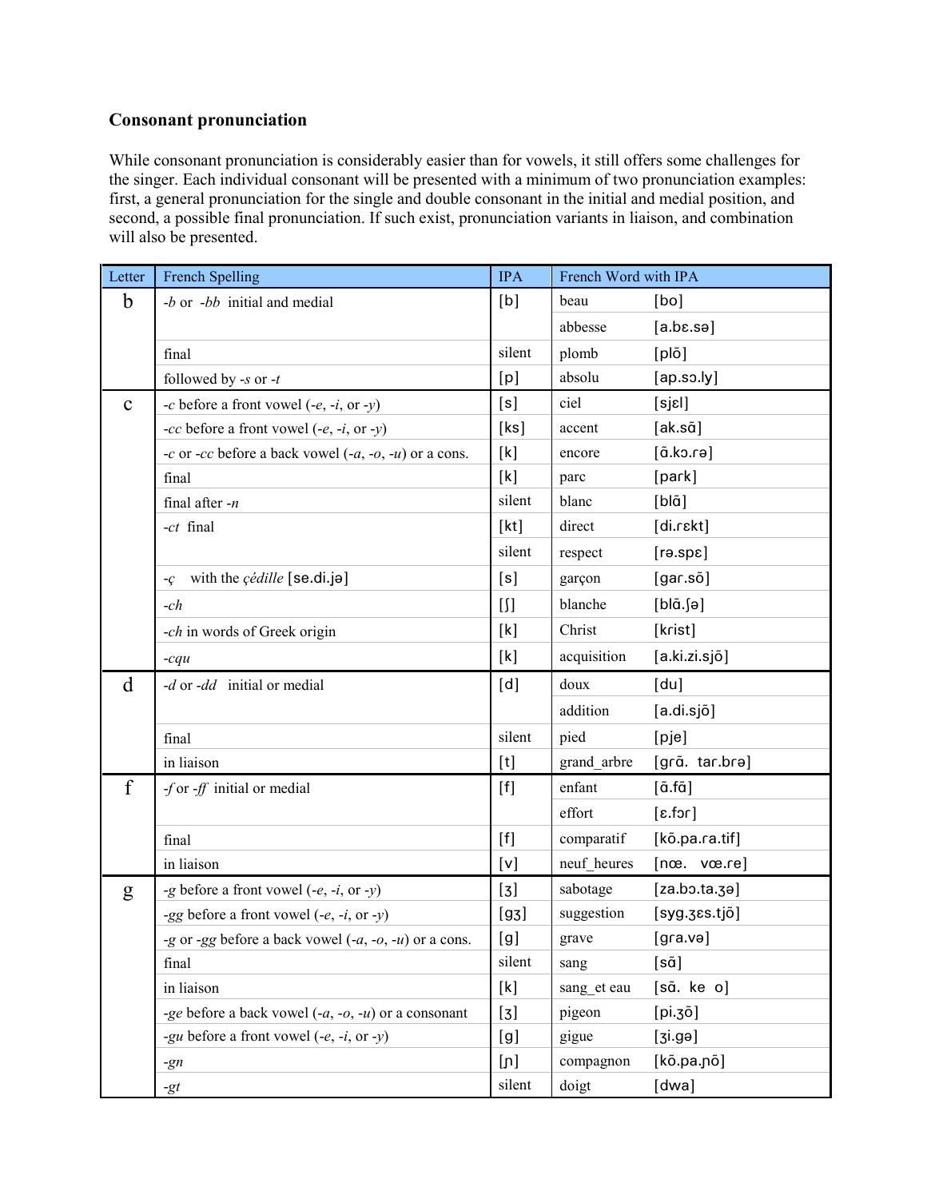### Consonant pronunciation

While consonant pronunciation is considerably easier than for vowels, it still offers some challenges for the singer. Each individual consonant will be presented with a minimum of two pronunciation examples: first, a general pronunciation for the single and double consonant in the initial and medial position, and second, a possible final pronunciation. If such exist, pronunciation variants in liaison, and combination will also be presented.

| Letter | French Spelling | IPA | French Word | with IPA |
|---|---|---|---|---|
| b | *-b* or *-bb* initial and medial | [b] | beau | [bo] |
| | | | abbesse | [a.bɛ.sə] |
| | final | silent | plomb | [plõ] |
| | followed by *-s* or *-t* | [p] | absolu | [ap.sɔ.ly] |
| c | *-c* before a front vowel (*-e*, *-i*, or *-y*) | [s] | ciel | [sjɛl] |
| | *-cc* before a front vowel (*-e*, *-i*, or *-y*) | [ks] | accent | [ak.sɑ̃] |
| | *-c* or *-cc* before a back vowel (*-a*, *-o*, *-u*) or a cons. | [k] | encore | [ɑ̃.kɔ.rə] |
| | final | [k] | parc | [park] |
| | final after *-n* | silent | blanc | [blɑ̃] |
| | *-ct* final | [kt] | direct | [di.rɛkt] |
| | | silent | respect | [rə.spɛ] |
| | *-ç* with the *çédille* [se.di.jə] | [s] | garçon | [gar.sõ] |
| | *-ch* | [ʃ] | blanche | [blɑ̃.ʃə] |
| | *-ch* in words of Greek origin | [k] | Christ | [krist] |
| | *-cqu* | [k] | acquisition | [a.ki.zi.sjõ] |
| d | *-d* or *-dd* initial or medial | [d] | doux | [du] |
| | | | addition | [a.di.sjõ] |
| | final | silent | pied | [pje] |
| | in liaison | [t] | grand_arbre | [grɑ̃. tar.brə] |
| f | *-f* or *-ff* initial or medial | [f] | enfant | [ɑ̃.fɑ̃] |
| | | | effort | [ɛ.fɔr] |
| | final | [f] | comparatif | [kõ.pa.ra.tif] |
| | in liaison | [v] | neuf_heures | [nœ. vœ.re] |
| g | *-g* before a front vowel (*-e*, *-i*, or *-y*) | [ʒ] | sabotage | [za.bɔ.ta.ʒə] |
| | *-gg* before a front vowel (*-e*, *-i*, or *-y*) | [gʒ] | suggestion | [syg.ʒɛs.tjõ] |
| | *-g* or *-gg* before a back vowel (*-a*, *-o*, *-u*) or a cons. | [g] | grave | [gra.və] |
| | final | silent | sang | [sɑ̃] |
| | in liaison | [k] | sang_et eau | [sɑ̃. ke o] |
| | *-ge* before a back vowel (*-a*, *-o*, *-u*) or a consonant | [ʒ] | pigeon | [pi.ʒõ] |
| | *-gu* before a front vowel (*-e*, *-i*, or *-y*) | [g] | gigue | [ʒi.gə] |
| | *-gn* | [ɲ] | compagnon | [kõ.pa.ɲõ] |
| | *-gt* | silent | doigt | [dwa] |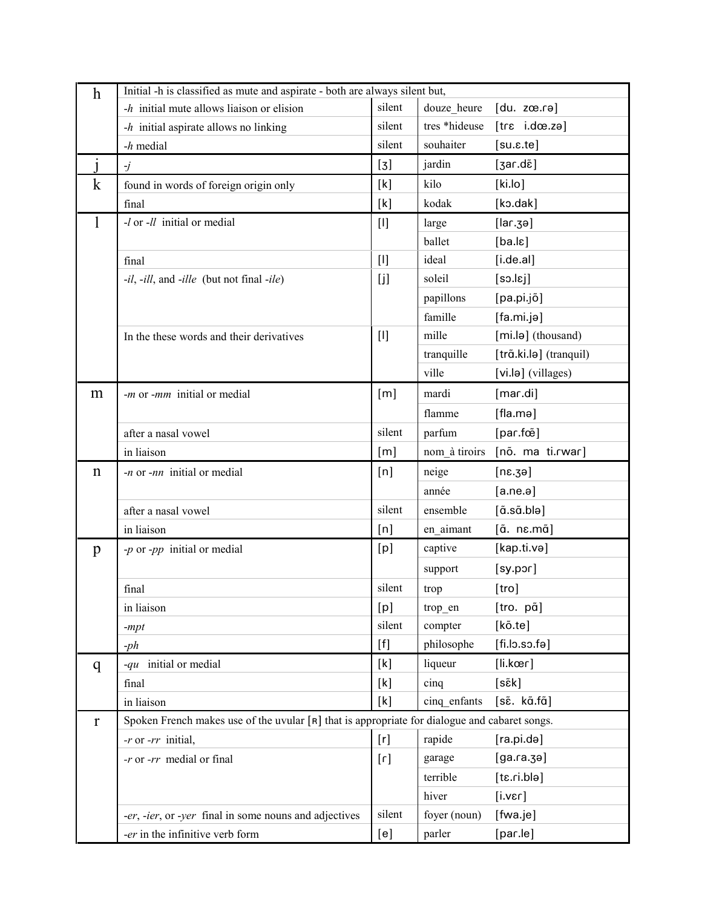| | | | | |
|---|---|---|---|---|
| h | Initial -h is classified as mute and aspirate - both are always silent but, | | | |
| | *-h* initial mute allows liaison or elision | silent | douze_heure | [du. zœ.ɾə] |
| | *-h* initial aspirate allows no linking | silent | tres *hideuse | [tɾɛ i.dœ.zə] |
| | *-h* medial | silent | souhaiter | [su.ɛ.te] |
| j | *-j* | [ʒ] | jardin | [ʒaɾ.dɛ̃] |
| k | found in words of foreign origin only | [k] | kilo | [ki.lo] |
| | final | [k] | kodak | [kɔ.dak] |
| l | *-l* or *-ll* initial or medial | [l] | large | [laɾ.ʒə] |
| | | | ballet | [ba.lɛ] |
| | final | [l] | ideal | [i.de.al] |
| | *-il*, *-ill*, and *-ille* (but not final *-ile*) | [j] | soleil | [sɔ.lɛj] |
| | | | papillons | [pa.pi.jõ] |
| | | | famille | [fa.mi.jə] |
| | In the these words and their derivatives | [l] | mille | [mi.lə] (thousand) |
| | | | tranquille | [trɑ̃.ki.lə] (tranquil) |
| | | | ville | [vi.lə] (villages) |
| m | *-m* or *-mm* initial or medial | [m] | mardi | [maɾ.di] |
| | | | flamme | [fla.mə] |
| | after a nasal vowel | silent | parfum | [paɾ.fœ̃] |
| | in liaison | [m] | nom_à tiroirs | [nõ. ma ti.ɾwaɾ] |
| n | *-n* or *-nn* initial or medial | [n] | neige | [nɛ.ʒə] |
| | | | année | [a.ne.ə] |
| | after a nasal vowel | silent | ensemble | [ɑ̃.sɑ̃.blə] |
| | in liaison | [n] | en_aimant | [ɑ̃. nɛ.mɑ̃] |
| p | *-p* or *-pp* initial or medial | [p] | captive | [kap.ti.və] |
| | | | support | [sy.pɔɾ] |
| | final | silent | trop | [tro] |
| | in liaison | [p] | trop_en | [tro. pɑ̃] |
| | *-mpt* | silent | compter | [kõ.te] |
| | *-ph* | [f] | philosophe | [fi.lɔ.sɔ.fə] |
| q | *-qu* initial or medial | [k] | liqueur | [li.kœɾ] |
| | final | [k] | cinq | [sɛ̃k] |
| | in liaison | [k] | cinq_enfants | [sɛ̃. kɑ̃.fɑ̃] |
| r | Spoken French makes use of the uvular [ʀ] that is appropriate for dialogue and cabaret songs. | | | |
| | *-r* or *-rr* initial, | [r] | rapide | [ra.pi.də] |
| | *-r* or *-rr* medial or final | [ɾ] | garage | [ga.ɾa.ʒə] |
| | | | terrible | [tɛ.ɾi.blə] |
| | | | hiver | [i.vɛɾ] |
| | *-er*, *-ier*, or *-yer* final in some nouns and adjectives | silent | foyer (noun) | [fwa.je] |
| | *-er* in the infinitive verb form | [e] | parler | [paɾ.le] |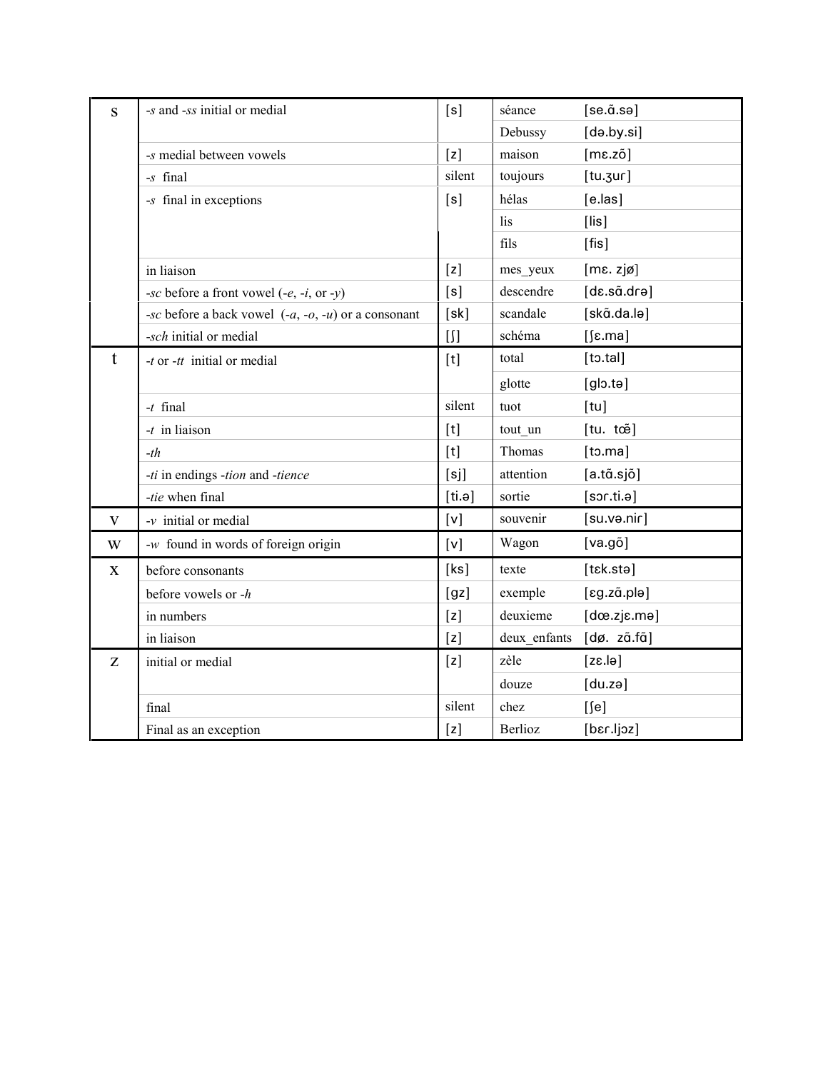| | | | | |
|---|---|---|---|---|
| s | *-s* and *-ss* initial or medial | [s] | séance | [se.ɑ̃.sə] |
| | | | Debussy | [də.by.si] |
| | *-s* medial between vowels | [z] | maison | [mɛ.zɔ̃] |
| | *-s* final | silent | toujours | [tu.ʒur] |
| | *-s* final in exceptions | [s] | hélas | [e.las] |
| | | | lis | [lis] |
| | | | fils | [fis] |
| | in liaison | [z] | mes_yeux | [mɛ. zjø] |
| | *-sc* before a front vowel (*-e*, *-i*, or *-y*) | [s] | descendre | [dɛ.sɑ̃.drə] |
| | *-sc* before a back vowel (*-a*, *-o*, *-u*) or a consonant | [sk] | scandale | [skɑ̃.da.lə] |
| | *-sch* initial or medial | [ʃ] | schéma | [ʃɛ.ma] |
| t | *-t* or *-tt* initial or medial | [t] | total | [tɔ.tal] |
| | | | glotte | [glɔ.tə] |
| | *-t* final | silent | tuot | [tu] |
| | *-t* in liaison | [t] | tout_un | [tu. tœ̃] |
| | *-th* | [t] | Thomas | [tɔ.ma] |
| | *-ti* in endings *-tion* and *-tience* | [sj] | attention | [a.tɑ̃.sjɔ̃] |
| | *-tie* when final | [ti.ə] | sortie | [sɔr.ti.ə] |
| v | *-v* initial or medial | [v] | souvenir | [su.və.nir] |
| w | *-w* found in words of foreign origin | [v] | Wagon | [va.gɔ̃] |
| x | before consonants | [ks] | texte | [tɛk.stə] |
| | before vowels or *-h* | [gz] | exemple | [ɛg.zɑ̃.plə] |
| | in numbers | [z] | deuxieme | [dœ.zjɛ.mə] |
| | in liaison | [z] | deux_enfants | [dø. zɑ̃.fɑ̃] |
| z | initial or medial | [z] | zèle | [zɛ.lə] |
| | | | douze | [du.zə] |
| | final | silent | chez | [ʃe] |
| | Final as an exception | [z] | Berlioz | [bɛr.ljɔz] |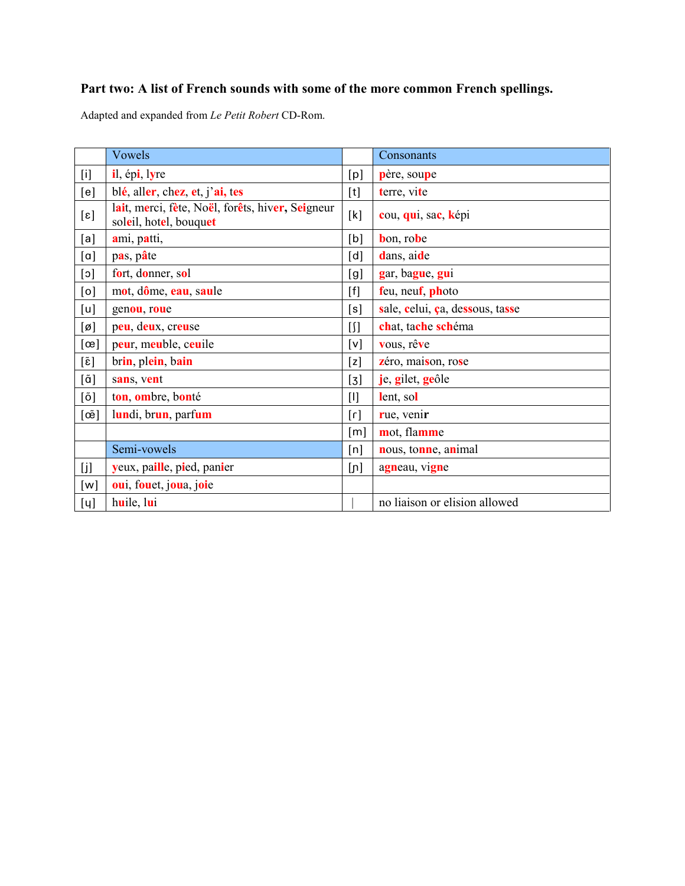### Part two: A list of French sounds with some of the more common French spellings.

Adapted and expanded from *Le Petit Robert* CD-Rom.

| | Vowels | | Consonants |
|---|---|---|---|
| [i] | il, épi, lyre | [p] | père, soupe |
| [e] | blé, aller, chez, et, j'ai, tes | [t] | terre, vite |
| [ɛ] | lait, merci, fète, Noël, forêts, hiver, Seigneur soleil, hotel, bouquet | [k] | cou, qui, sac, képi |
| [a] | ami, patti, | [b] | bon, robe |
| [ɑ] | pas, pâte | [d] | dans, aide |
| [ɔ] | fort, donner, sol | [g] | gar, bague, gui |
| [o] | mot, dôme, eau, saule | [f] | feu, neuf, photo |
| [u] | genou, roue | [s] | sale, celui, ça, dessous, tasse |
| [ø] | peu, deux, creuse | [ʃ] | chat, tache schéma |
| [œ] | peur, meuble, ceuile | [v] | vous, rêve |
| [ɛ̃] | brin, plein, bain | [z] | zéro, maison, rose |
| [ɑ̃] | sans, vent | [ʒ] | je, gilet, geôle |
| [ɔ̃] | ton, ombre, bonté | [l] | lent, sol |
| [œ̃] | lundi, brun, parfum | [ʁ] | rue, venir |
| | | [m] | mot, flamme |
| | Semi-vowels | [n] | nous, tonne, animal |
| [j] | yeux, paille, pied, panier | [ɲ] | agneau, vigne |
| [w] | oui, fouet, joua, joie | | |
| [ɥ] | huile, lui | \| | no liaison or elision allowed |